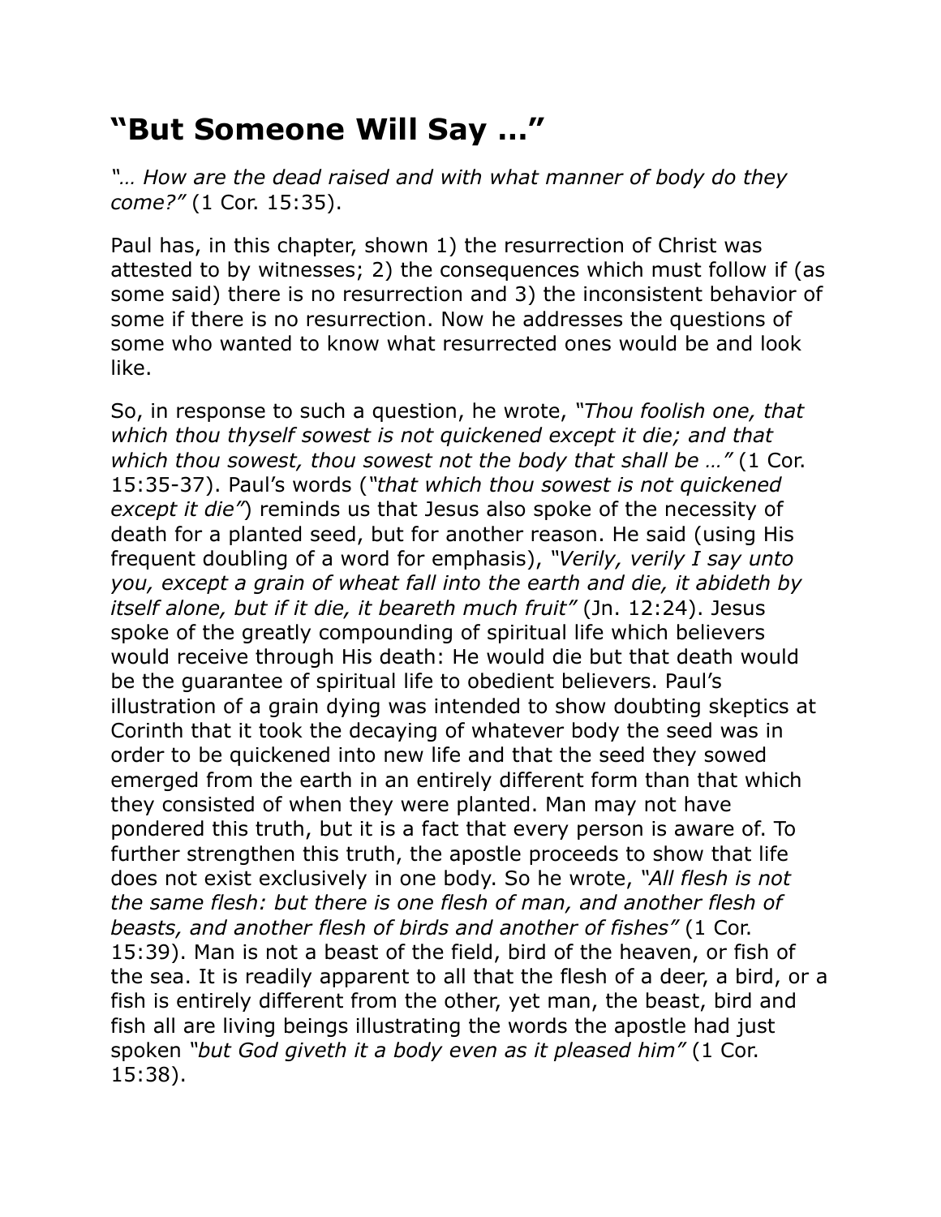# "But Someone Will Say …"

*"… How are the dead raised and with what manner of body do they come?"* (1 Cor. 15:35).

Paul has, in this chapter, shown 1) the resurrection of Christ was attested to by witnesses; 2) the consequences which must follow if (as some said) there is no resurrection and 3) the inconsistent behavior of some if there is no resurrection. Now he addresses the questions of some who wanted to know what resurrected ones would be and look like.

So, in response to such a question, he wrote, *"Thou foolish one, that which thou thyself sowest is not quickened except it die; and that which thou sowest, thou sowest not the body that shall be …"* (1 Cor. 15:35-37). Paul's words (*"that which thou sowest is not quickened except it die"*) reminds us that Jesus also spoke of the necessity of death for a planted seed, but for another reason. He said (using His frequent doubling of a word for emphasis), *"Verily, verily I say unto you, except a grain of wheat fall into the earth and die, it abideth by itself alone, but if it die, it beareth much fruit"* (Jn. 12:24). Jesus spoke of the greatly compounding of spiritual life which believers would receive through His death: He would die but that death would be the guarantee of spiritual life to obedient believers. Paul's illustration of a grain dying was intended to show doubting skeptics at Corinth that it took the decaying of whatever body the seed was in order to be quickened into new life and that the seed they sowed emerged from the earth in an entirely different form than that which they consisted of when they were planted. Man may not have pondered this truth, but it is a fact that every person is aware of. To further strengthen this truth, the apostle proceeds to show that life does not exist exclusively in one body. So he wrote, *"All flesh is not the same flesh: but there is one flesh of man, and another flesh of beasts, and another flesh of birds and another of fishes"* (1 Cor. 15:39). Man is not a beast of the field, bird of the heaven, or fish of the sea. It is readily apparent to all that the flesh of a deer, a bird, or a fish is entirely different from the other, yet man, the beast, bird and fish all are living beings illustrating the words the apostle had just spoken *"but God giveth it a body even as it pleased him"* (1 Cor. 15:38).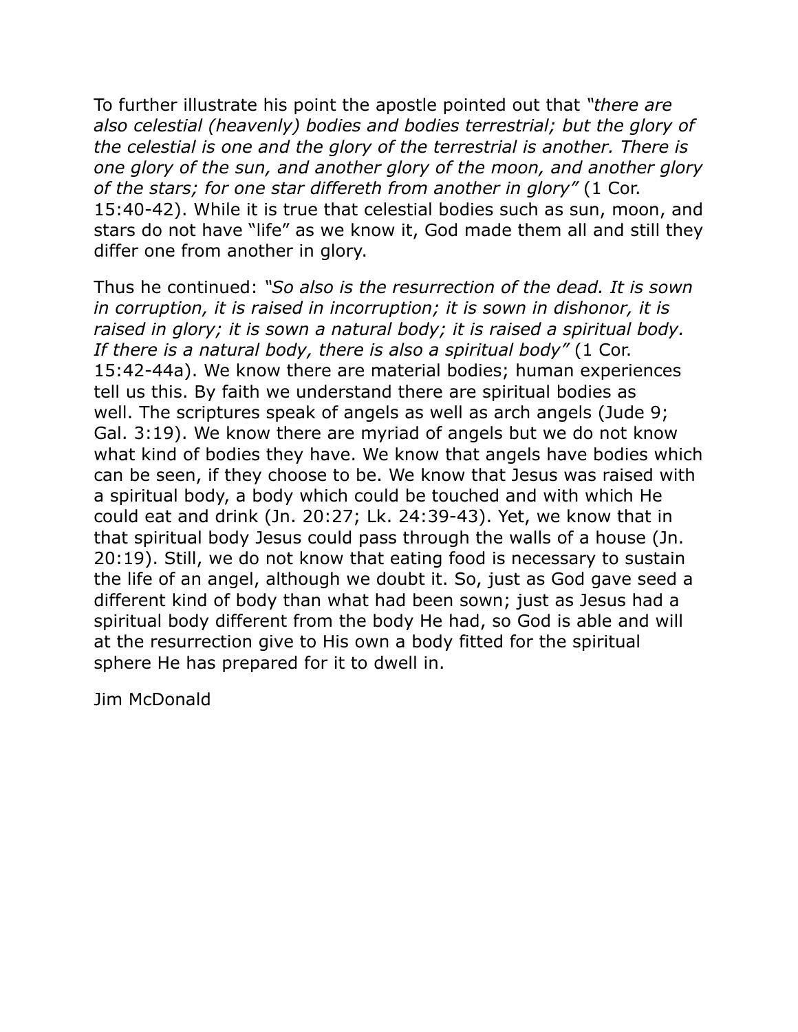To further illustrate his point the apostle pointed out that *"there are also celestial (heavenly) bodies and bodies terrestrial; but the glory of the celestial is one and the glory of the terrestrial is another. There is one glory of the sun, and another glory of the moon, and another glory of the stars; for one star differeth from another in glory"* (1 Cor. 15:40-42). While it is true that celestial bodies such as sun, moon, and stars do not have "life" as we know it, God made them all and still they differ one from another in glory.

Thus he continued: *"So also is the resurrection of the dead. It is sown in corruption, it is raised in incorruption; it is sown in dishonor, it is raised in glory; it is sown a natural body; it is raised a spiritual body. If there is a natural body, there is also a spiritual body"* (1 Cor. 15:42-44a). We know there are material bodies; human experiences tell us this. By faith we understand there are spiritual bodies as well. The scriptures speak of angels as well as arch angels (Jude 9; Gal. 3:19). We know there are myriad of angels but we do not know what kind of bodies they have. We know that angels have bodies which can be seen, if they choose to be. We know that Jesus was raised with a spiritual body, a body which could be touched and with which He could eat and drink (Jn. 20:27; Lk. 24:39-43). Yet, we know that in that spiritual body Jesus could pass through the walls of a house (Jn. 20:19). Still, we do not know that eating food is necessary to sustain the life of an angel, although we doubt it. So, just as God gave seed a different kind of body than what had been sown; just as Jesus had a spiritual body different from the body He had, so God is able and will at the resurrection give to His own a body fitted for the spiritual sphere He has prepared for it to dwell in.

Jim McDonald